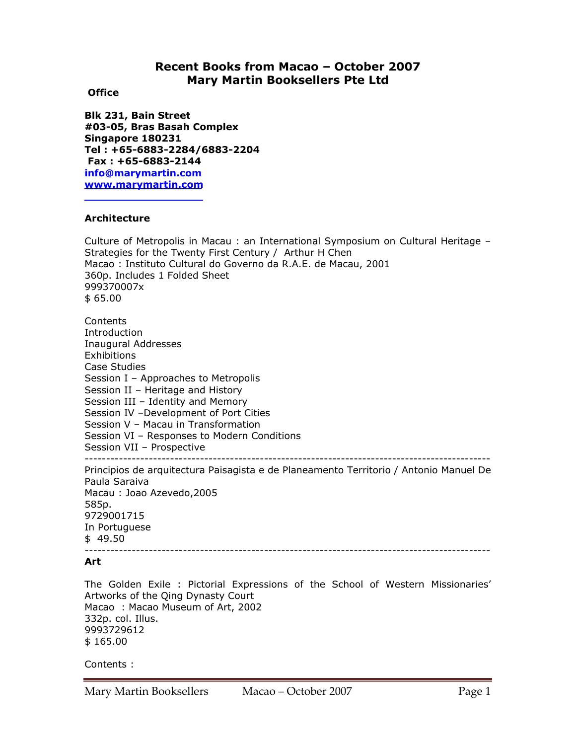# Recent Books from Macao – October 2007
# Mary Martin Booksellers Pte Ltd

**Office**

**Blk 231, Bain Street**
**#03-05, Bras Basah Complex**
**Singapore 180231**
**Tel : +65-6883-2284/6883-2204**
**Fax : +65-6883-2144**
**info@marymartin.com**
**www.marymartin.com**

### Architecture

Culture of Metropolis in Macau : an International Symposium on Cultural Heritage – Strategies for the Twenty First Century / Arthur H Chen
Macao : Instituto Cultural do Governo da R.A.E. de Macau, 2001
360p. Includes 1 Folded Sheet
999370007x
$ 65.00

Contents
Introduction
Inaugural Addresses
Exhibitions
Case Studies
Session I – Approaches to Metropolis
Session II – Heritage and History
Session III – Identity and Memory
Session IV –Development of Port Cities
Session V – Macau in Transformation
Session VI – Responses to Modern Conditions
Session VII – Prospective

---

Principios de arquitectura Paisagista e de Planeamento Territorio / Antonio Manuel De Paula Saraiva
Macau : Joao Azevedo,2005
585p.
9729001715
In Portuguese
$ 49.50

---

### Art

The Golden Exile : Pictorial Expressions of the School of Western Missionaries' Artworks of the Qing Dynasty Court
Macao : Macao Museum of Art, 2002
332p. col. Illus.
9993729612
$ 165.00

Contents :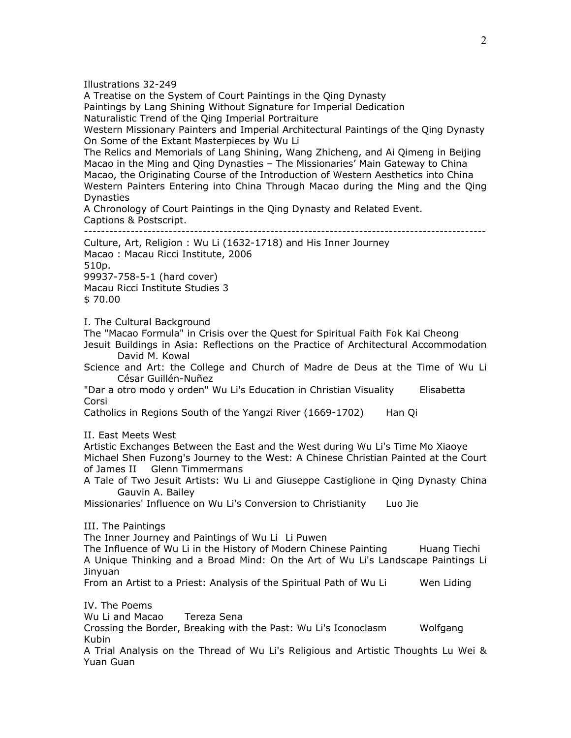Illustrations 32-249
A Treatise on the System of Court Paintings in the Qing Dynasty
Paintings by Lang Shining Without Signature for Imperial Dedication
Naturalistic Trend of the Qing Imperial Portraiture
Western Missionary Painters and Imperial Architectural Paintings of the Qing Dynasty
On Some of the Extant Masterpieces by Wu Li
The Relics and Memorials of Lang Shining, Wang Zhicheng, and Ai Qimeng in Beijing
Macao in the Ming and Qing Dynasties – The Missionaries' Main Gateway to China
Macao, the Originating Course of the Introduction of Western Aesthetics into China
Western Painters Entering into China Through Macao during the Ming and the Qing Dynasties
A Chronology of Court Paintings in the Qing Dynasty and Related Event.
Captions & Postscript.

---

Culture, Art, Religion : Wu Li (1632-1718) and His Inner Journey
Macao : Macau Ricci Institute, 2006
510p.
99937-758-5-1 (hard cover)
Macau Ricci Institute Studies 3
$ 70.00

I. The Cultural Background
The "Macao Formula" in Crisis over the Quest for Spiritual Faith Fok Kai Cheong
Jesuit Buildings in Asia: Reflections on the Practice of Architectural Accommodation David M. Kowal
Science and Art: the College and Church of Madre de Deus at the Time of Wu Li César Guillén-Nuñez
"Dar a otro modo y orden" Wu Li's Education in Christian Visuality Elisabetta Corsi
Catholics in Regions South of the Yangzi River (1669-1702) Han Qi

II. East Meets West
Artistic Exchanges Between the East and the West during Wu Li's Time Mo Xiaoye
Michael Shen Fuzong's Journey to the West: A Chinese Christian Painted at the Court of James II Glenn Timmermans
A Tale of Two Jesuit Artists: Wu Li and Giuseppe Castiglione in Qing Dynasty China Gauvin A. Bailey
Missionaries' Influence on Wu Li's Conversion to Christianity Luo Jie

III. The Paintings
The Inner Journey and Paintings of Wu Li Li Puwen
The Influence of Wu Li in the History of Modern Chinese Painting Huang Tiechi
A Unique Thinking and a Broad Mind: On the Art of Wu Li's Landscape Paintings Li Jinyuan
From an Artist to a Priest: Analysis of the Spiritual Path of Wu Li Wen Liding

IV. The Poems
Wu Li and Macao Tereza Sena
Crossing the Border, Breaking with the Past: Wu Li's Iconoclasm Wolfgang Kubin
A Trial Analysis on the Thread of Wu Li's Religious and Artistic Thoughts Lu Wei & Yuan Guan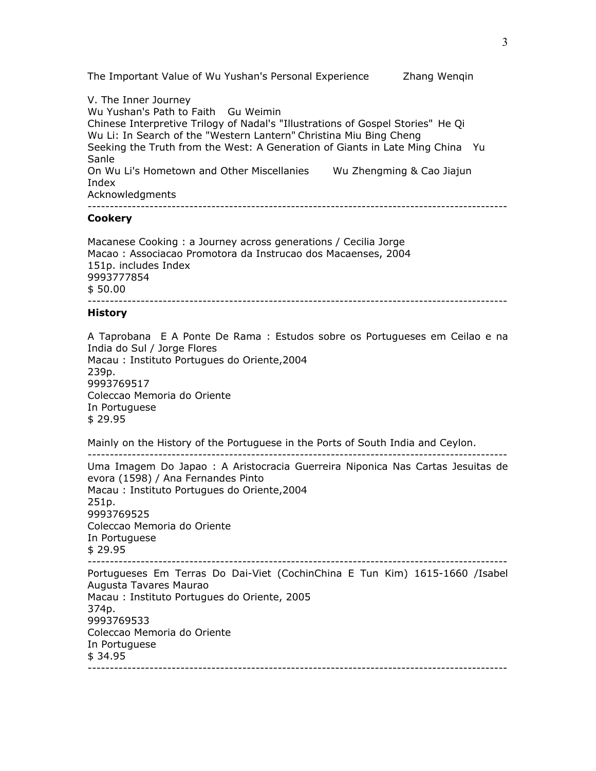The Important Value of Wu Yushan's Personal Experience Zhang Wenqin

V. The Inner Journey
Wu Yushan's Path to Faith Gu Weimin
Chinese Interpretive Trilogy of Nadal's "Illustrations of Gospel Stories" He Qi
Wu Li: In Search of the "Western Lantern" Christina Miu Bing Cheng
Seeking the Truth from the West: A Generation of Giants in Late Ming China Yu Sanle
On Wu Li's Hometown and Other Miscellanies Wu Zhengming & Cao Jiajun
Index
Acknowledgments

---

**Cookery**

Macanese Cooking : a Journey across generations / Cecilia Jorge
Macao : Associacao Promotora da Instrucao dos Macaenses, 2004
151p. includes Index
9993777854
$ 50.00

---

**History**

A Taprobana E A Ponte De Rama : Estudos sobre os Portugueses em Ceilao e na India do Sul / Jorge Flores
Macau : Instituto Portugues do Oriente,2004
239p.
9993769517
Coleccao Memoria do Oriente
In Portuguese
$ 29.95

Mainly on the History of the Portuguese in the Ports of South India and Ceylon.

---

Uma Imagem Do Japao : A Aristocracia Guerreira Niponica Nas Cartas Jesuitas de evora (1598) / Ana Fernandes Pinto
Macau : Instituto Portugues do Oriente,2004
251p.
9993769525
Coleccao Memoria do Oriente
In Portuguese
$ 29.95

---

Portugueses Em Terras Do Dai-Viet (CochinChina E Tun Kim) 1615-1660 /Isabel Augusta Tavares Maurao
Macau : Instituto Portugues do Oriente, 2005
374p.
9993769533
Coleccao Memoria do Oriente
In Portuguese
$ 34.95

---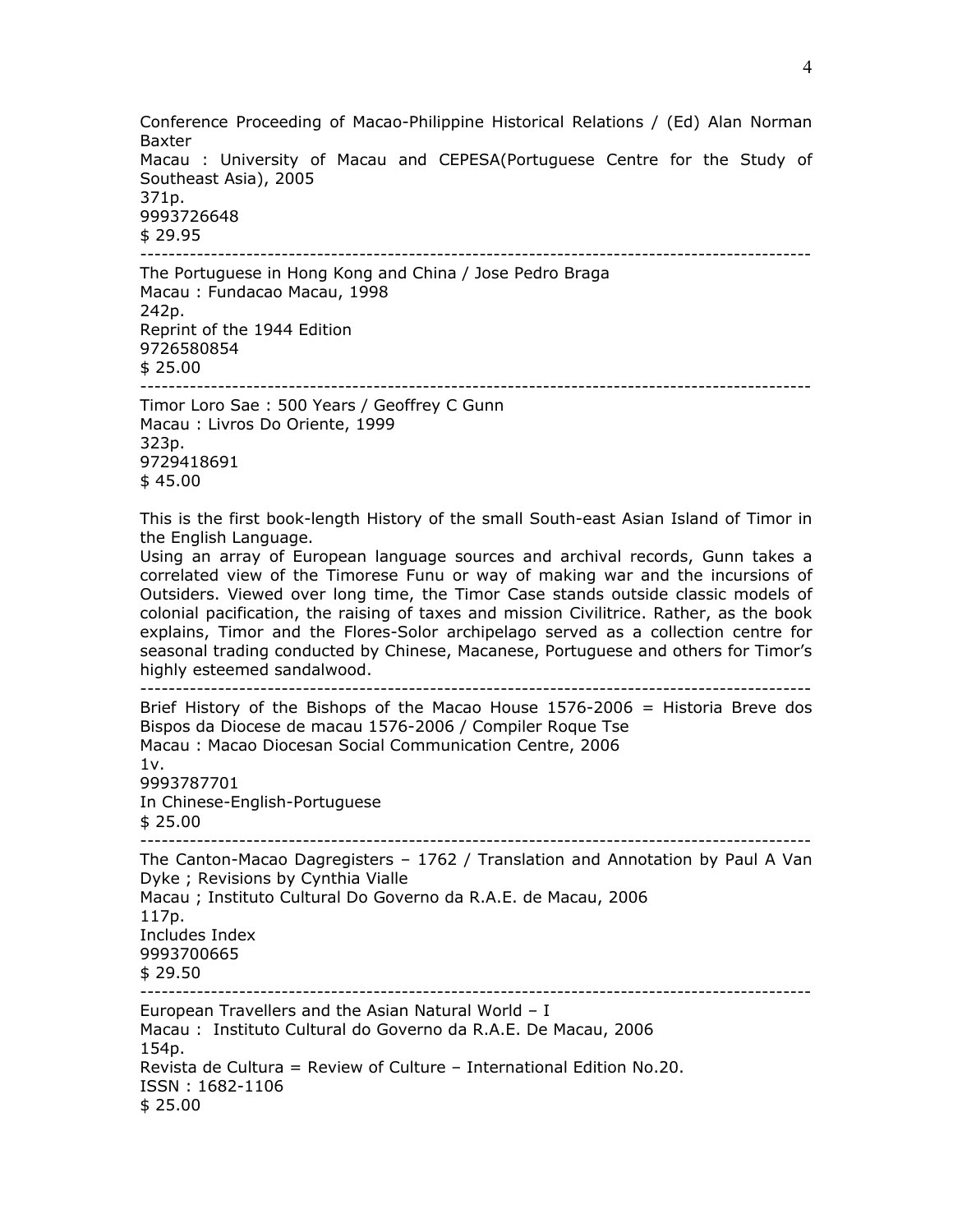Conference Proceeding of Macao-Philippine Historical Relations / (Ed) Alan Norman Baxter
Macau : University of Macau and CEPESA(Portuguese Centre for the Study of Southeast Asia), 2005
371p.
9993726648
$ 29.95

---

The Portuguese in Hong Kong and China / Jose Pedro Braga
Macau : Fundacao Macau, 1998
242p.
Reprint of the 1944 Edition
9726580854
$ 25.00

---

Timor Loro Sae : 500 Years / Geoffrey C Gunn
Macau : Livros Do Oriente, 1999
323p.
9729418691
$ 45.00

This is the first book-length History of the small South-east Asian Island of Timor in the English Language.
Using an array of European language sources and archival records, Gunn takes a correlated view of the Timorese Funu or way of making war and the incursions of Outsiders. Viewed over long time, the Timor Case stands outside classic models of colonial pacification, the raising of taxes and mission Civilitrice. Rather, as the book explains, Timor and the Flores-Solor archipelago served as a collection centre for seasonal trading conducted by Chinese, Macanese, Portuguese and others for Timor's highly esteemed sandalwood.

---

Brief History of the Bishops of the Macao House 1576-2006 = Historia Breve dos Bispos da Diocese de macau 1576-2006 / Compiler Roque Tse
Macau : Macao Diocesan Social Communication Centre, 2006
1v.
9993787701
In Chinese-English-Portuguese
$ 25.00

---

The Canton-Macao Dagregisters – 1762 / Translation and Annotation by Paul A Van Dyke ; Revisions by Cynthia Vialle
Macau ; Instituto Cultural Do Governo da R.A.E. de Macau, 2006
117p.
Includes Index
9993700665
$ 29.50

---

European Travellers and the Asian Natural World – I
Macau : Instituto Cultural do Governo da R.A.E. De Macau, 2006
154p.
Revista de Cultura = Review of Culture – International Edition No.20.
ISSN : 1682-1106
$ 25.00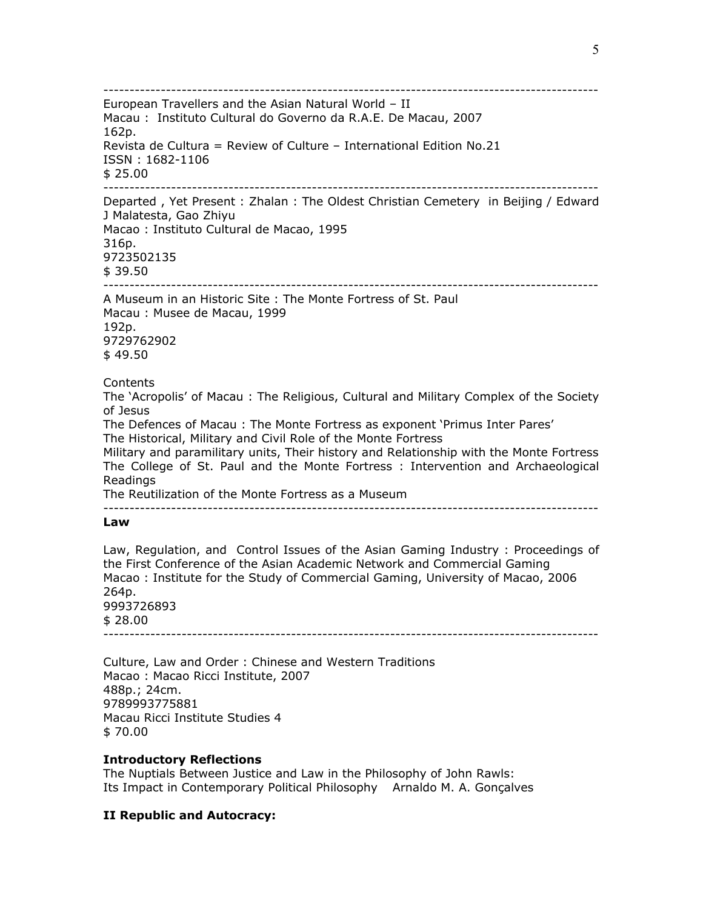---

European Travellers and the Asian Natural World – II
Macau : Instituto Cultural do Governo da R.A.E. De Macau, 2007
162p.
Revista de Cultura = Review of Culture – International Edition No.21
ISSN : 1682-1106
$ 25.00

---

Departed , Yet Present : Zhalan : The Oldest Christian Cemetery in Beijing / Edward J Malatesta, Gao Zhiyu
Macao : Instituto Cultural de Macao, 1995
316p.
9723502135
$ 39.50

---

A Museum in an Historic Site : The Monte Fortress of St. Paul
Macau : Musee de Macau, 1999
192p.
9729762902
$ 49.50

Contents
The 'Acropolis' of Macau : The Religious, Cultural and Military Complex of the Society of Jesus
The Defences of Macau : The Monte Fortress as exponent 'Primus Inter Pares'
The Historical, Military and Civil Role of the Monte Fortress
Military and paramilitary units, Their history and Relationship with the Monte Fortress
The College of St. Paul and the Monte Fortress : Intervention and Archaeological Readings
The Reutilization of the Monte Fortress as a Museum

---

**Law**

Law, Regulation, and Control Issues of the Asian Gaming Industry : Proceedings of the First Conference of the Asian Academic Network and Commercial Gaming
Macao : Institute for the Study of Commercial Gaming, University of Macao, 2006
264p.
9993726893
$ 28.00

---

Culture, Law and Order : Chinese and Western Traditions
Macao : Macao Ricci Institute, 2007
488p.; 24cm.
9789993775881
Macau Ricci Institute Studies 4
$ 70.00

**Introductory Reflections**
The Nuptials Between Justice and Law in the Philosophy of John Rawls:
Its Impact in Contemporary Political Philosophy Arnaldo M. A. Gonçalves

**II Republic and Autocracy:**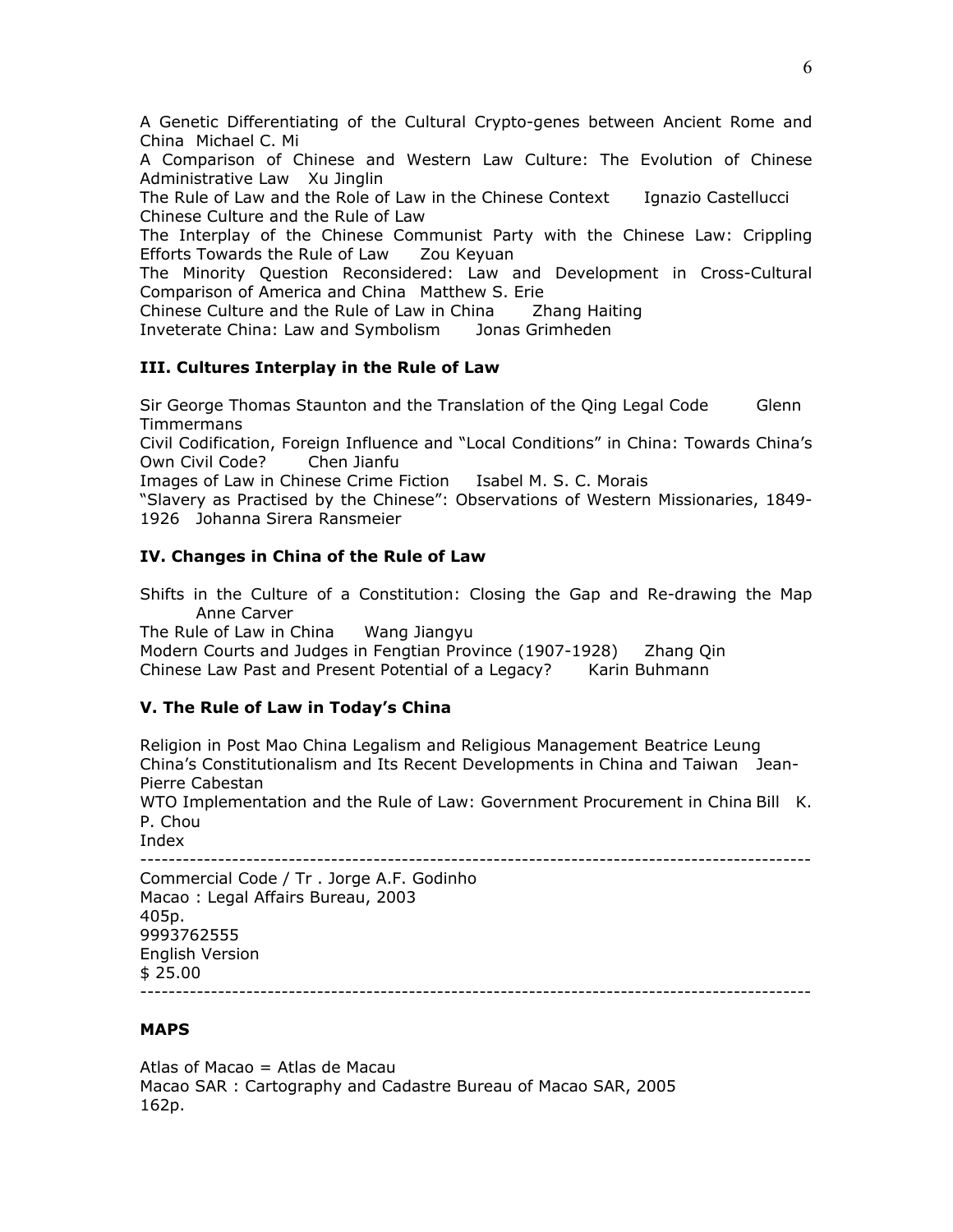A Genetic Differentiating of the Cultural Crypto-genes between Ancient Rome and China Michael C. Mi
A Comparison of Chinese and Western Law Culture: The Evolution of Chinese Administrative Law Xu Jinglin
The Rule of Law and the Role of Law in the Chinese Context Ignazio Castellucci
Chinese Culture and the Rule of Law
The Interplay of the Chinese Communist Party with the Chinese Law: Crippling Efforts Towards the Rule of Law Zou Keyuan
The Minority Question Reconsidered: Law and Development in Cross-Cultural Comparison of America and China Matthew S. Erie
Chinese Culture and the Rule of Law in China Zhang Haiting
Inveterate China: Law and Symbolism Jonas Grimheden

**III. Cultures Interplay in the Rule of Law**

Sir George Thomas Staunton and the Translation of the Qing Legal Code Glenn Timmermans
Civil Codification, Foreign Influence and "Local Conditions" in China: Towards China's Own Civil Code? Chen Jianfu
Images of Law in Chinese Crime Fiction Isabel M. S. C. Morais
"Slavery as Practised by the Chinese": Observations of Western Missionaries, 1849-1926 Johanna Sirera Ransmeier

**IV. Changes in China of the Rule of Law**

Shifts in the Culture of a Constitution: Closing the Gap and Re-drawing the Map Anne Carver
The Rule of Law in China Wang Jiangyu
Modern Courts and Judges in Fengtian Province (1907-1928) Zhang Qin
Chinese Law Past and Present Potential of a Legacy? Karin Buhmann

**V. The Rule of Law in Today's China**

Religion in Post Mao China Legalism and Religious Management Beatrice Leung
China's Constitutionalism and Its Recent Developments in China and Taiwan Jean-Pierre Cabestan
WTO Implementation and the Rule of Law: Government Procurement in China Bill K. P. Chou
Index

---

Commercial Code / Tr . Jorge A.F. Godinho
Macao : Legal Affairs Bureau, 2003
405p.
9993762555
English Version
$ 25.00

---

**MAPS**

Atlas of Macao = Atlas de Macau
Macao SAR : Cartography and Cadastre Bureau of Macao SAR, 2005
162p.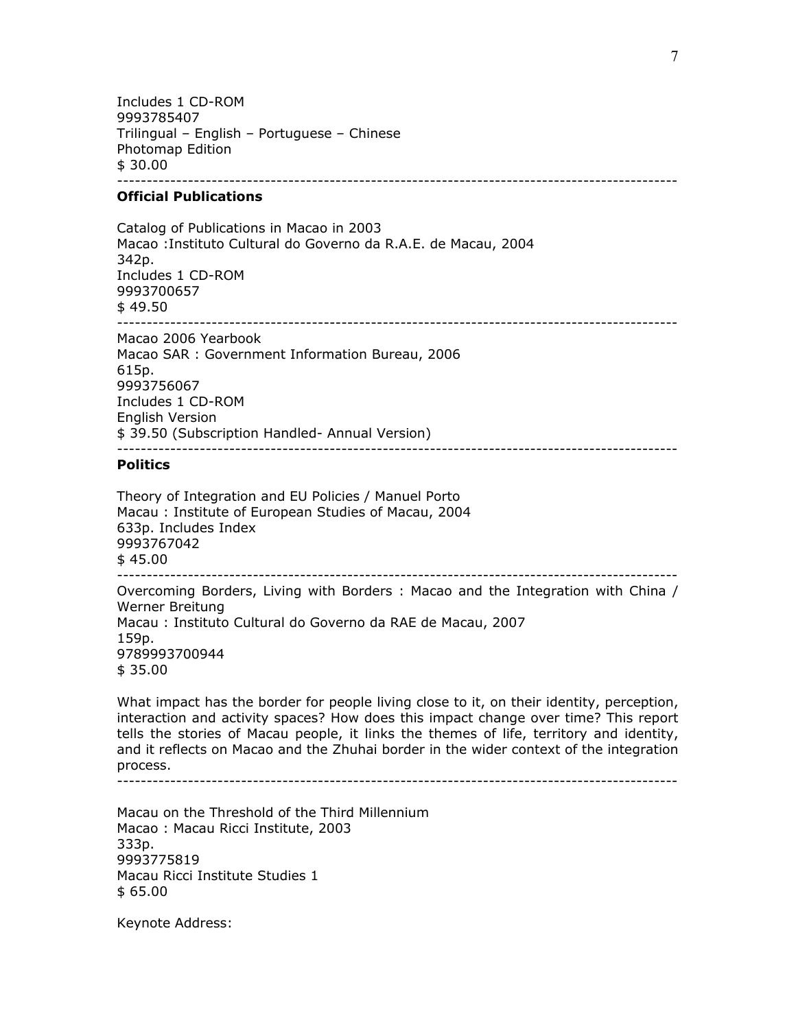Includes 1 CD-ROM
9993785407
Trilingual – English – Portuguese – Chinese
Photomap Edition
$ 30.00

---

### Official Publications

Catalog of Publications in Macao in 2003
Macao :Instituto Cultural do Governo da R.A.E. de Macau, 2004
342p.
Includes 1 CD-ROM
9993700657
$ 49.50

---

Macao 2006 Yearbook
Macao SAR : Government Information Bureau, 2006
615p.
9993756067
Includes 1 CD-ROM
English Version
$ 39.50 (Subscription Handled- Annual Version)

---

### Politics

Theory of Integration and EU Policies / Manuel Porto
Macau : Institute of European Studies of Macau, 2004
633p. Includes Index
9993767042
$ 45.00

---

Overcoming Borders, Living with Borders : Macao and the Integration with China / Werner Breitung
Macau : Instituto Cultural do Governo da RAE de Macau, 2007
159p.
9789993700944
$ 35.00

What impact has the border for people living close to it, on their identity, perception, interaction and activity spaces? How does this impact change over time? This report tells the stories of Macau people, it links the themes of life, territory and identity, and it reflects on Macao and the Zhuhai border in the wider context of the integration process.

---

Macau on the Threshold of the Third Millennium
Macao : Macau Ricci Institute, 2003
333p.
9993775819
Macau Ricci Institute Studies 1
$ 65.00

Keynote Address: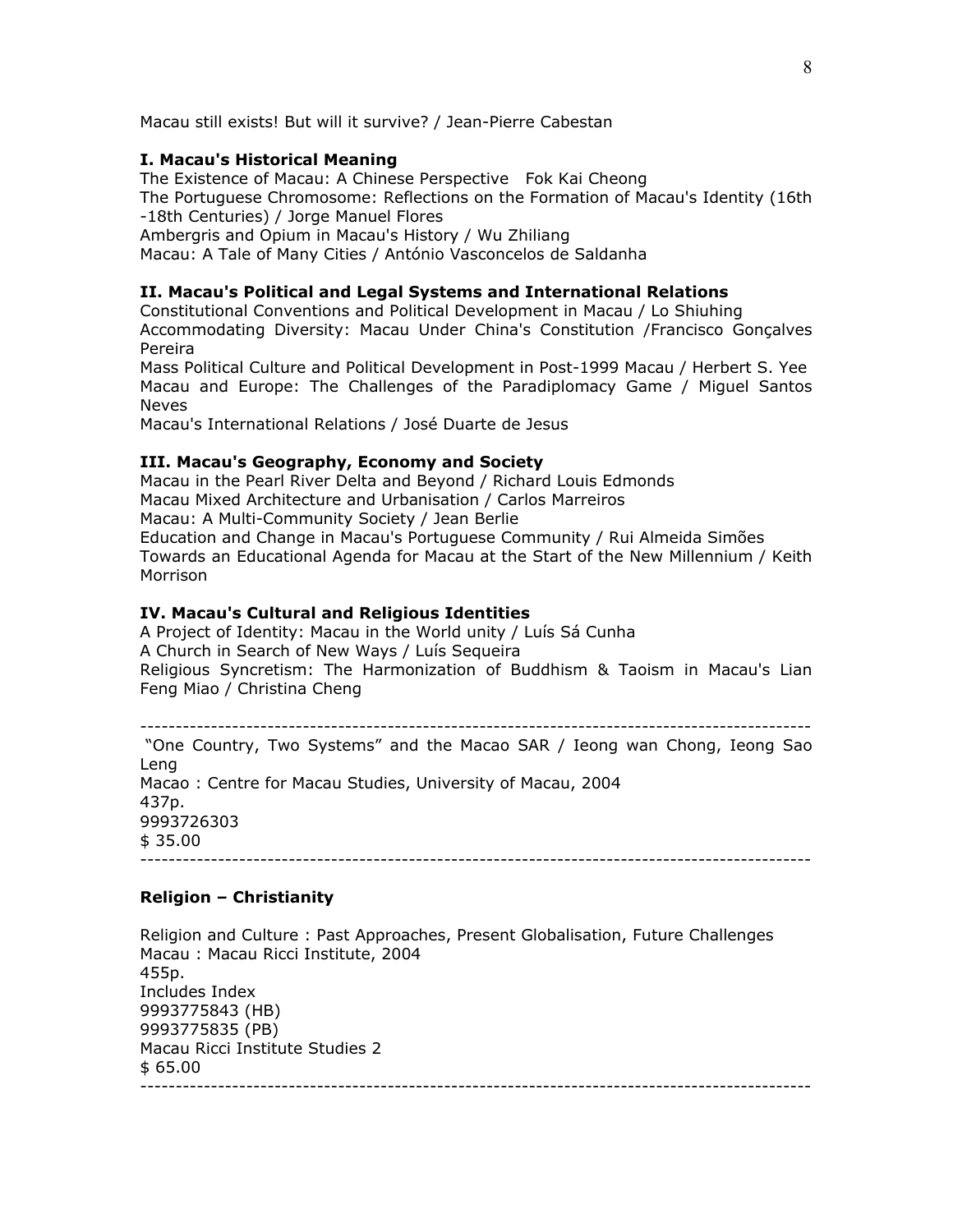Macau still exists! But will it survive? / Jean-Pierre Cabestan

**I. Macau's Historical Meaning**

The Existence of Macau: A Chinese Perspective Fok Kai Cheong
The Portuguese Chromosome: Reflections on the Formation of Macau's Identity (16th -18th Centuries) / Jorge Manuel Flores
Ambergris and Opium in Macau's History / Wu Zhiliang
Macau: A Tale of Many Cities / António Vasconcelos de Saldanha

**II. Macau's Political and Legal Systems and International Relations**

Constitutional Conventions and Political Development in Macau / Lo Shiuhing
Accommodating Diversity: Macau Under China's Constitution /Francisco Gonçalves Pereira
Mass Political Culture and Political Development in Post-1999 Macau / Herbert S. Yee
Macau and Europe: The Challenges of the Paradiplomacy Game / Miguel Santos Neves
Macau's International Relations / José Duarte de Jesus

**III. Macau's Geography, Economy and Society**

Macau in the Pearl River Delta and Beyond / Richard Louis Edmonds
Macau Mixed Architecture and Urbanisation / Carlos Marreiros
Macau: A Multi-Community Society / Jean Berlie
Education and Change in Macau's Portuguese Community / Rui Almeida Simões
Towards an Educational Agenda for Macau at the Start of the New Millennium / Keith Morrison

**IV. Macau's Cultural and Religious Identities**

A Project of Identity: Macau in the World unity / Luís Sá Cunha
A Church in Search of New Ways / Luís Sequeira
Religious Syncretism: The Harmonization of Buddhism & Taoism in Macau's Lian Feng Miao / Christina Cheng

---

"One Country, Two Systems" and the Macao SAR / Ieong wan Chong, Ieong Sao Leng
Macao : Centre for Macau Studies, University of Macau, 2004
437p.
9993726303
$ 35.00

---

**Religion – Christianity**

Religion and Culture : Past Approaches, Present Globalisation, Future Challenges
Macau : Macau Ricci Institute, 2004
455p.
Includes Index
9993775843 (HB)
9993775835 (PB)
Macau Ricci Institute Studies 2
$ 65.00

---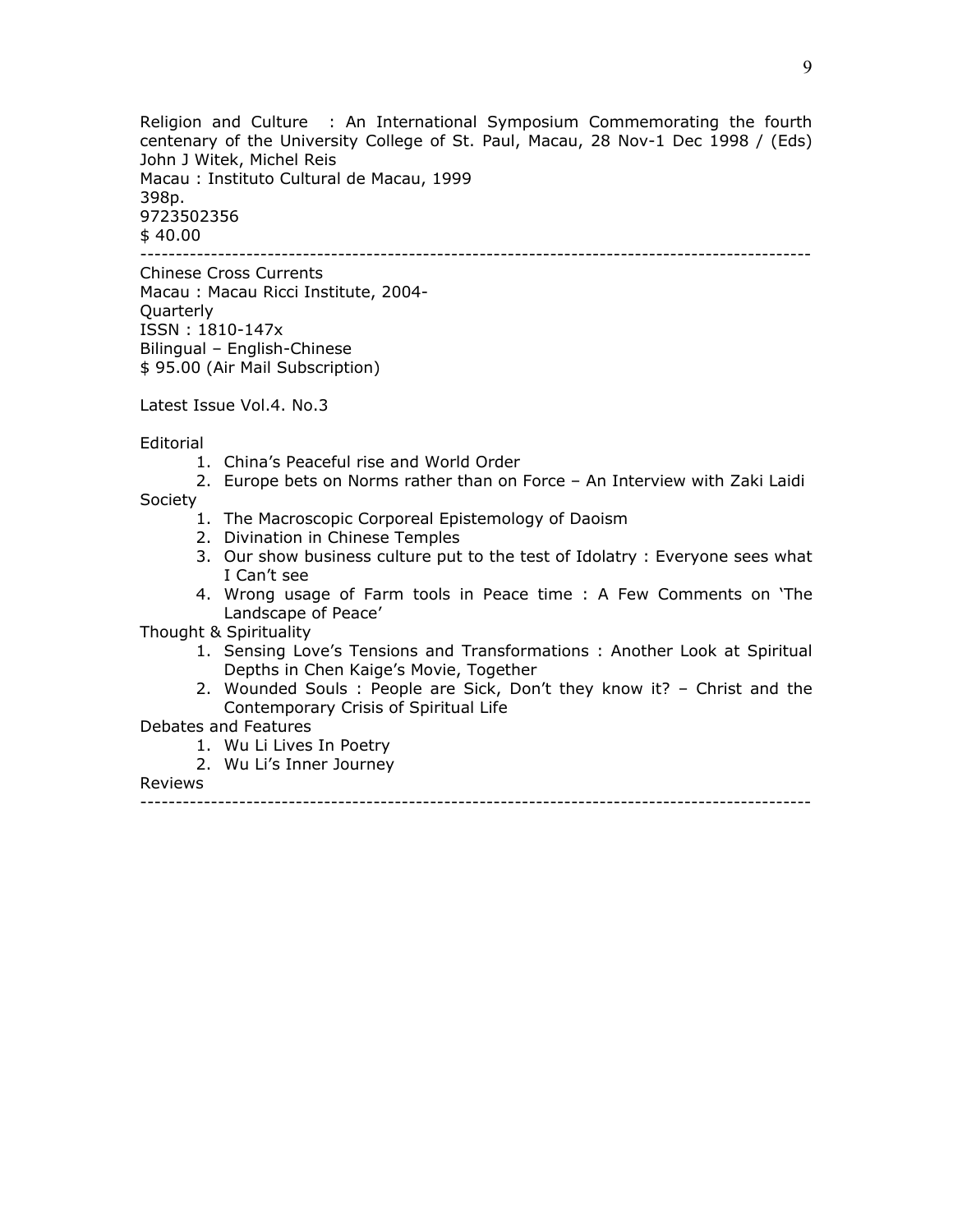Religion and Culture : An International Symposium Commemorating the fourth centenary of the University College of St. Paul, Macau, 28 Nov-1 Dec 1998 / (Eds) John J Witek, Michel Reis
Macau : Instituto Cultural de Macau, 1999
398p.
9723502356
$ 40.00

---

Chinese Cross Currents
Macau : Macau Ricci Institute, 2004-
Quarterly
ISSN : 1810-147x
Bilingual – English-Chinese
$ 95.00 (Air Mail Subscription)

Latest Issue Vol.4. No.3

Editorial

1. China's Peaceful rise and World Order
2. Europe bets on Norms rather than on Force – An Interview with Zaki Laidi

Society

1. The Macroscopic Corporeal Epistemology of Daoism
2. Divination in Chinese Temples
3. Our show business culture put to the test of Idolatry : Everyone sees what I Can't see
4. Wrong usage of Farm tools in Peace time : A Few Comments on 'The Landscape of Peace'

Thought & Spirituality

1. Sensing Love's Tensions and Transformations : Another Look at Spiritual Depths in Chen Kaige's Movie, Together
2. Wounded Souls : People are Sick, Don't they know it? – Christ and the Contemporary Crisis of Spiritual Life

Debates and Features

1. Wu Li Lives In Poetry
2. Wu Li's Inner Journey

Reviews

---